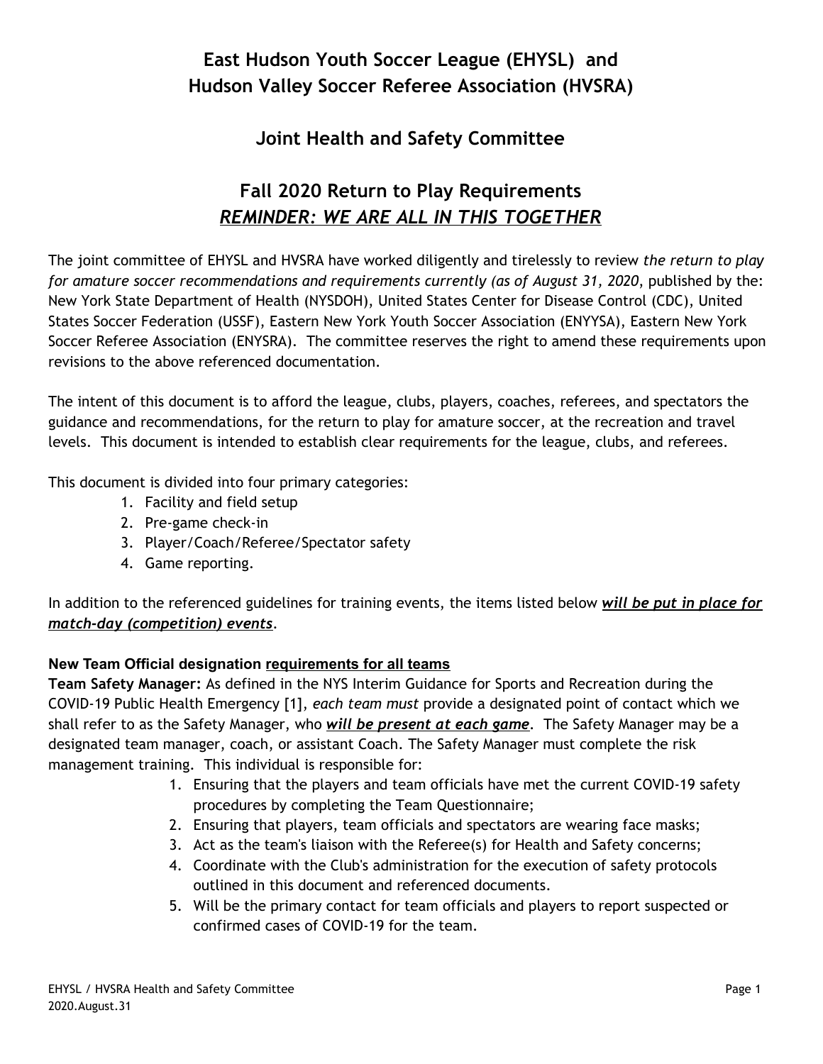# East Hudson Youth Soccer League (EHYSL) and Hudson Valley Soccer Referee Association (HVSRA)

## Joint Health and Safety Committee

## Fall 2020 Return to Play Requirements
## ***REMINDER: WE ARE ALL IN THIS TOGETHER***

The joint committee of EHYSL and HVSRA have worked diligently and tirelessly to review *the return to play for amature soccer recommendations and requirements currently (as of August 31, 2020*, published by the: New York State Department of Health (NYSDOH), United States Center for Disease Control (CDC), United States Soccer Federation (USSF), Eastern New York Youth Soccer Association (ENYYSA), Eastern New York Soccer Referee Association (ENYSRA). The committee reserves the right to amend these requirements upon revisions to the above referenced documentation.

The intent of this document is to afford the league, clubs, players, coaches, referees, and spectators the guidance and recommendations, for the return to play for amature soccer, at the recreation and travel levels. This document is intended to establish clear requirements for the league, clubs, and referees.

This document is divided into four primary categories:

1. Facility and field setup
2. Pre-game check-in
3. Player/Coach/Referee/Spectator safety
4. Game reporting.

In addition to the referenced guidelines for training events, the items listed below ***will be put in place for match-day (competition) events***.

**New Team Official designation requirements for all teams**

**Team Safety Manager:** As defined in the NYS Interim Guidance for Sports and Recreation during the COVID-19 Public Health Emergency [1], *each team must* provide a designated point of contact which we shall refer to as the Safety Manager, who ***will be present at each game***. The Safety Manager may be a designated team manager, coach, or assistant Coach. The Safety Manager must complete the risk management training. This individual is responsible for:

1. Ensuring that the players and team officials have met the current COVID-19 safety procedures by completing the Team Questionnaire;
2. Ensuring that players, team officials and spectators are wearing face masks;
3. Act as the team's liaison with the Referee(s) for Health and Safety concerns;
4. Coordinate with the Club's administration for the execution of safety protocols outlined in this document and referenced documents.
5. Will be the primary contact for team officials and players to report suspected or confirmed cases of COVID-19 for the team.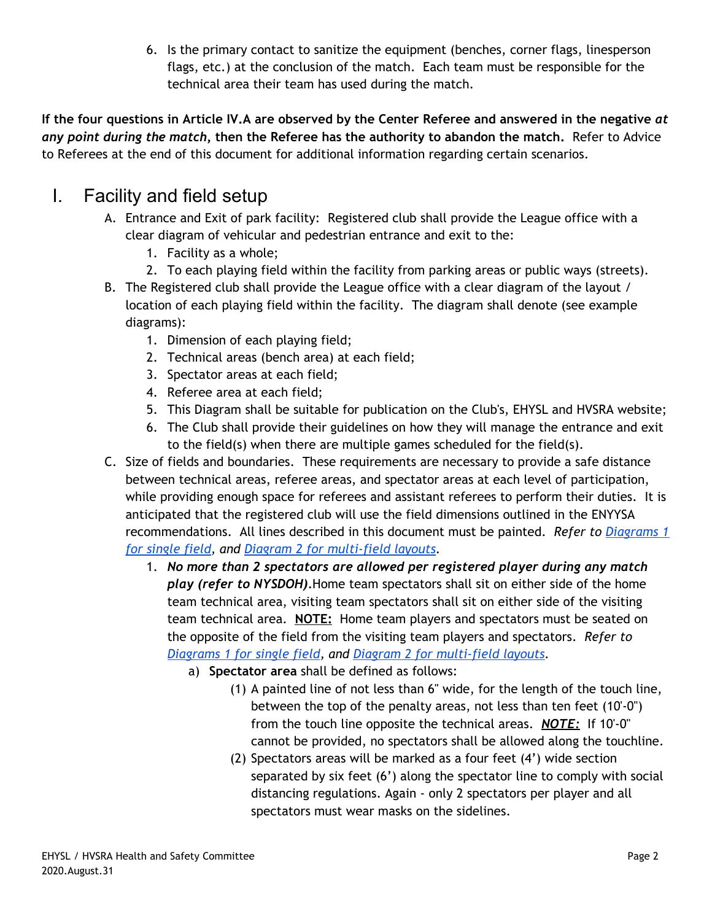6. Is the primary contact to sanitize the equipment (benches, corner flags, linesperson flags, etc.) at the conclusion of the match. Each team must be responsible for the technical area their team has used during the match.

**If the four questions in Article IV.A are observed by the Center Referee and answered in the negative *at any point during the match,* then the Referee has the authority to abandon the match.** Refer to Advice to Referees at the end of this document for additional information regarding certain scenarios.

# I. Facility and field setup

A. Entrance and Exit of park facility: Registered club shall provide the League office with a clear diagram of vehicular and pedestrian entrance and exit to the:
   1. Facility as a whole;
   2. To each playing field within the facility from parking areas or public ways (streets).

B. The Registered club shall provide the League office with a clear diagram of the layout / location of each playing field within the facility. The diagram shall denote (see example diagrams):
   1. Dimension of each playing field;
   2. Technical areas (bench area) at each field;
   3. Spectator areas at each field;
   4. Referee area at each field;
   5. This Diagram shall be suitable for publication on the Club's, EHYSL and HVSRA website;
   6. The Club shall provide their guidelines on how they will manage the entrance and exit to the field(s) when there are multiple games scheduled for the field(s).

C. Size of fields and boundaries. These requirements are necessary to provide a safe distance between technical areas, referee areas, and spectator areas at each level of participation, while providing enough space for referees and assistant referees to perform their duties. It is anticipated that the registered club will use the field dimensions outlined in the ENYYSA recommendations. All lines described in this document must be painted. *Refer to Diagrams 1 for single field, and Diagram 2 for multi-field layouts.*
   1. ***No more than 2 spectators are allowed per registered player during any match play (refer to NYSDOH)***. Home team spectators shall sit on either side of the home team technical area, visiting team spectators shall sit on either side of the visiting team technical area. **NOTE:** Home team players and spectators must be seated on the opposite of the field from the visiting team players and spectators. *Refer to Diagrams 1 for single field, and Diagram 2 for multi-field layouts.*
      a) **Spectator area** shall be defined as follows:
         (1) A painted line of not less than 6" wide, for the length of the touch line, between the top of the penalty areas, not less than ten feet (10'-0") from the touch line opposite the technical areas. ***NOTE:*** If 10'-0" cannot be provided, no spectators shall be allowed along the touchline.
         (2) Spectators areas will be marked as a four feet (4') wide section separated by six feet (6') along the spectator line to comply with social distancing regulations. Again - only 2 spectators per player and all spectators must wear masks on the sidelines.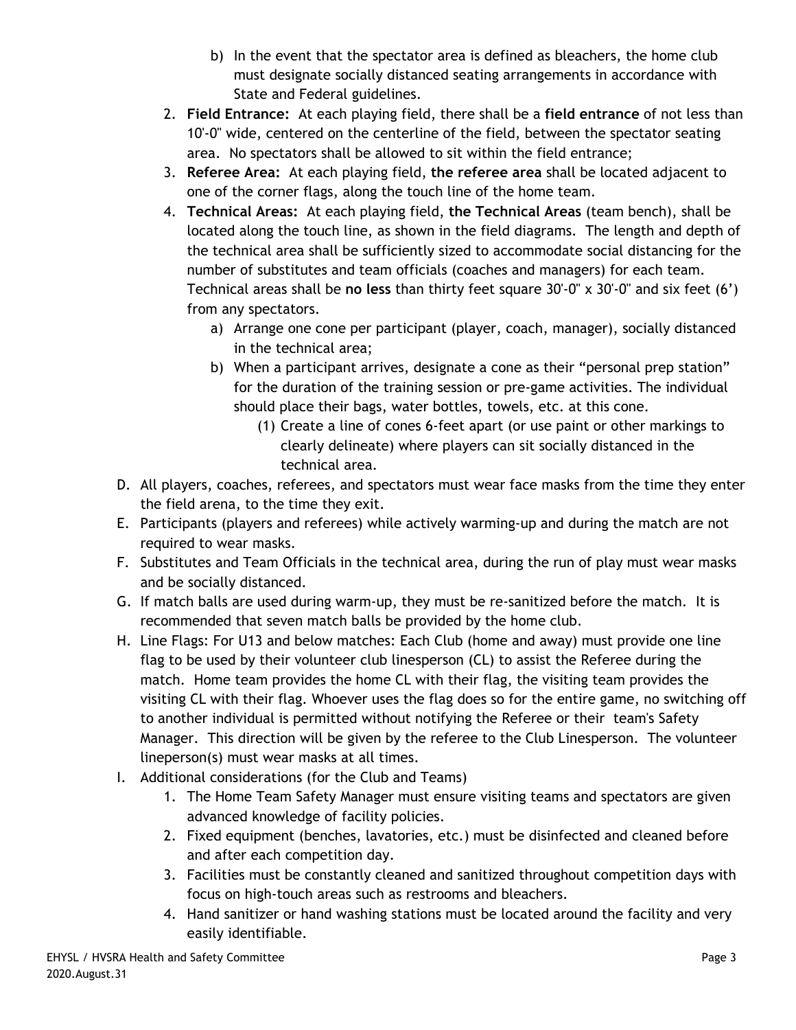b) In the event that the spectator area is defined as bleachers, the home club must designate socially distanced seating arrangements in accordance with State and Federal guidelines.

2. **Field Entrance:** At each playing field, there shall be a **field entrance** of not less than 10'-0" wide, centered on the centerline of the field, between the spectator seating area. No spectators shall be allowed to sit within the field entrance;
3. **Referee Area:** At each playing field, **the referee area** shall be located adjacent to one of the corner flags, along the touch line of the home team.
4. **Technical Areas:** At each playing field, **the Technical Areas** (team bench), shall be located along the touch line, as shown in the field diagrams. The length and depth of the technical area shall be sufficiently sized to accommodate social distancing for the number of substitutes and team officials (coaches and managers) for each team. Technical areas shall be **no less** than thirty feet square 30'-0" x 30'-0" and six feet (6') from any spectators.
   a) Arrange one cone per participant (player, coach, manager), socially distanced in the technical area;
   b) When a participant arrives, designate a cone as their "personal prep station" for the duration of the training session or pre-game activities. The individual should place their bags, water bottles, towels, etc. at this cone.
      (1) Create a line of cones 6-feet apart (or use paint or other markings to clearly delineate) where players can sit socially distanced in the technical area.

D. All players, coaches, referees, and spectators must wear face masks from the time they enter the field arena, to the time they exit.

E. Participants (players and referees) while actively warming-up and during the match are not required to wear masks.

F. Substitutes and Team Officials in the technical area, during the run of play must wear masks and be socially distanced.

G. If match balls are used during warm-up, they must be re-sanitized before the match. It is recommended that seven match balls be provided by the home club.

H. Line Flags: For U13 and below matches: Each Club (home and away) must provide one line flag to be used by their volunteer club linesperson (CL) to assist the Referee during the match. Home team provides the home CL with their flag, the visiting team provides the visiting CL with their flag. Whoever uses the flag does so for the entire game, no switching off to another individual is permitted without notifying the Referee or their team's Safety Manager. This direction will be given by the referee to the Club Linesperson. The volunteer lineperson(s) must wear masks at all times.

I. Additional considerations (for the Club and Teams)
   1. The Home Team Safety Manager must ensure visiting teams and spectators are given advanced knowledge of facility policies.
   2. Fixed equipment (benches, lavatories, etc.) must be disinfected and cleaned before and after each competition day.
   3. Facilities must be constantly cleaned and sanitized throughout competition days with focus on high-touch areas such as restrooms and bleachers.
   4. Hand sanitizer or hand washing stations must be located around the facility and very easily identifiable.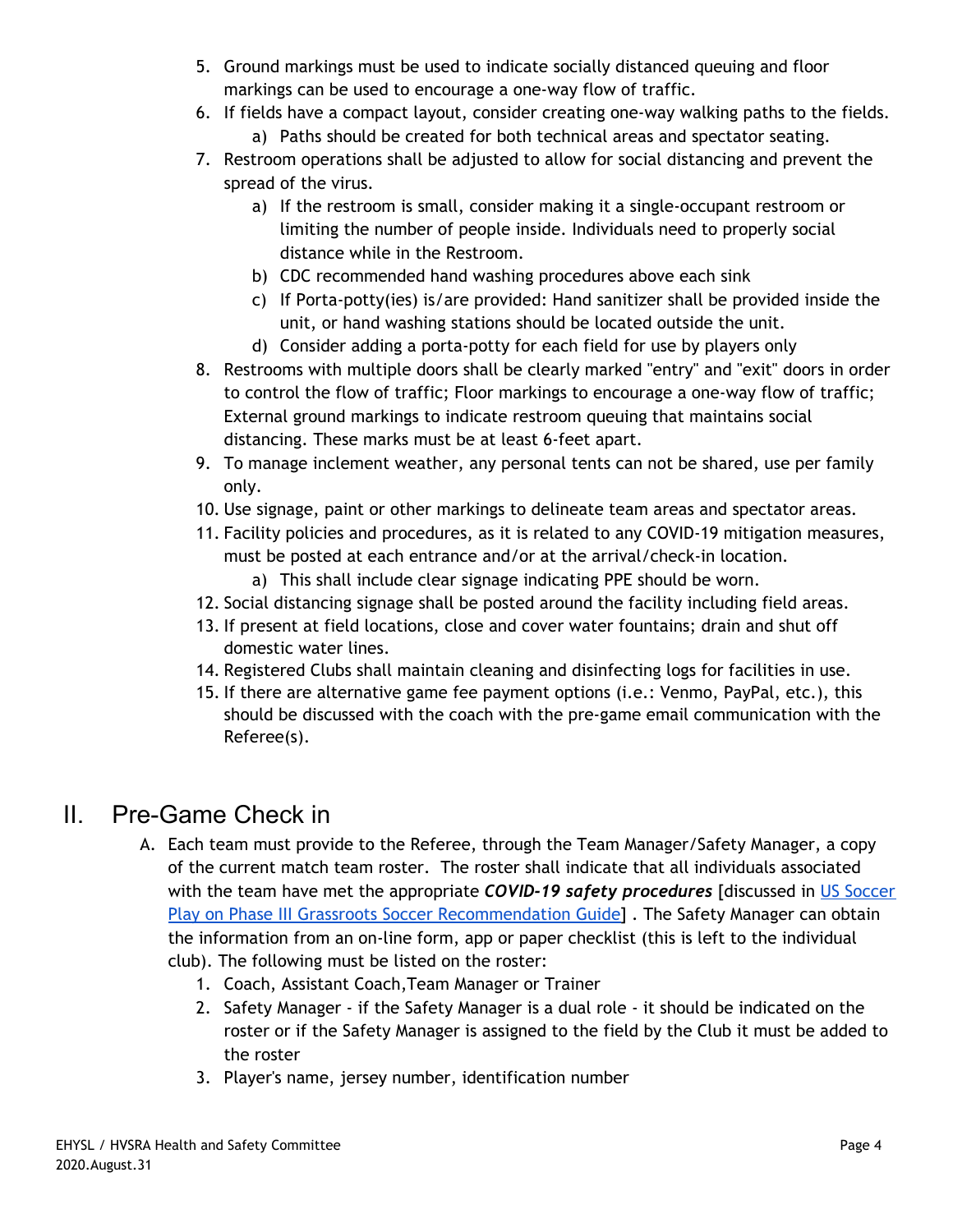5. Ground markings must be used to indicate socially distanced queuing and floor markings can be used to encourage a one-way flow of traffic.
6. If fields have a compact layout, consider creating one-way walking paths to the fields.
    a) Paths should be created for both technical areas and spectator seating.
7. Restroom operations shall be adjusted to allow for social distancing and prevent the spread of the virus.
    a) If the restroom is small, consider making it a single-occupant restroom or limiting the number of people inside. Individuals need to properly social distance while in the Restroom.
    b) CDC recommended hand washing procedures above each sink
    c) If Porta-potty(ies) is/are provided: Hand sanitizer shall be provided inside the unit, or hand washing stations should be located outside the unit.
    d) Consider adding a porta-potty for each field for use by players only
8. Restrooms with multiple doors shall be clearly marked "entry" and "exit" doors in order to control the flow of traffic; Floor markings to encourage a one-way flow of traffic; External ground markings to indicate restroom queuing that maintains social distancing. These marks must be at least 6-feet apart.
9. To manage inclement weather, any personal tents can not be shared, use per family only.
10. Use signage, paint or other markings to delineate team areas and spectator areas.
11. Facility policies and procedures, as it is related to any COVID-19 mitigation measures, must be posted at each entrance and/or at the arrival/check-in location.
    a) This shall include clear signage indicating PPE should be worn.
12. Social distancing signage shall be posted around the facility including field areas.
13. If present at field locations, close and cover water fountains; drain and shut off domestic water lines.
14. Registered Clubs shall maintain cleaning and disinfecting logs for facilities in use.
15. If there are alternative game fee payment options (i.e.: Venmo, PayPal, etc.), this should be discussed with the coach with the pre-game email communication with the Referee(s).

# II. Pre-Game Check in

A. Each team must provide to the Referee, through the Team Manager/Safety Manager, a copy of the current match team roster. The roster shall indicate that all individuals associated with the team have met the appropriate ***COVID-19 safety procedures*** [discussed in US Soccer Play on Phase III Grassroots Soccer Recommendation Guide] . The Safety Manager can obtain the information from an on-line form, app or paper checklist (this is left to the individual club). The following must be listed on the roster:
    1. Coach, Assistant Coach,Team Manager or Trainer
    2. Safety Manager - if the Safety Manager is a dual role - it should be indicated on the roster or if the Safety Manager is assigned to the field by the Club it must be added to the roster
    3. Player's name, jersey number, identification number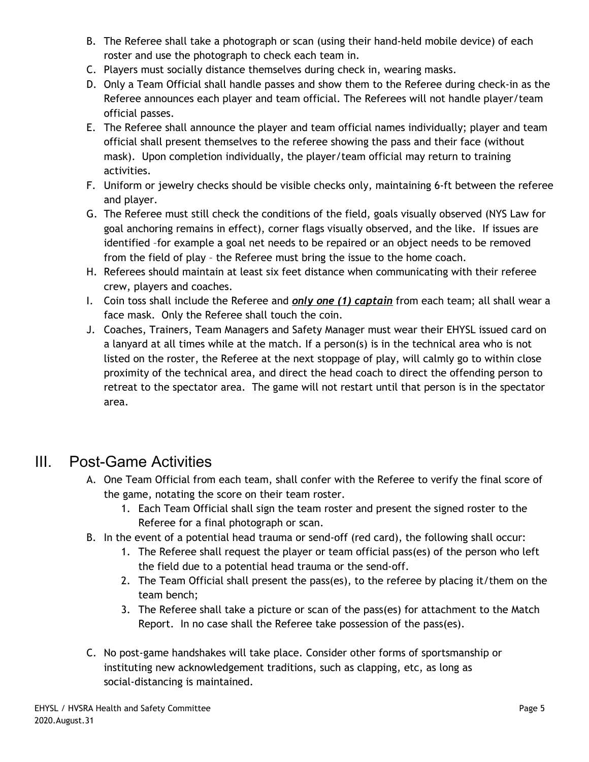B. The Referee shall take a photograph or scan (using their hand-held mobile device) of each roster and use the photograph to check each team in.
C. Players must socially distance themselves during check in, wearing masks.
D. Only a Team Official shall handle passes and show them to the Referee during check-in as the Referee announces each player and team official. The Referees will not handle player/team official passes.
E. The Referee shall announce the player and team official names individually; player and team official shall present themselves to the referee showing the pass and their face (without mask). Upon completion individually, the player/team official may return to training activities.
F. Uniform or jewelry checks should be visible checks only, maintaining 6-ft between the referee and player.
G. The Referee must still check the conditions of the field, goals visually observed (NYS Law for goal anchoring remains in effect), corner flags visually observed, and the like. If issues are identified –for example a goal net needs to be repaired or an object needs to be removed from the field of play – the Referee must bring the issue to the home coach.
H. Referees should maintain at least six feet distance when communicating with their referee crew, players and coaches.
I. Coin toss shall include the Referee and ***only one (1) captain*** from each team; all shall wear a face mask. Only the Referee shall touch the coin.
J. Coaches, Trainers, Team Managers and Safety Manager must wear their EHYSL issued card on a lanyard at all times while at the match. If a person(s) is in the technical area who is not listed on the roster, the Referee at the next stoppage of play, will calmly go to within close proximity of the technical area, and direct the head coach to direct the offending person to retreat to the spectator area. The game will not restart until that person is in the spectator area.

# III. Post-Game Activities

A. One Team Official from each team, shall confer with the Referee to verify the final score of the game, notating the score on their team roster.
   1. Each Team Official shall sign the team roster and present the signed roster to the Referee for a final photograph or scan.
B. In the event of a potential head trauma or send-off (red card), the following shall occur:
   1. The Referee shall request the player or team official pass(es) of the person who left the field due to a potential head trauma or the send-off.
   2. The Team Official shall present the pass(es), to the referee by placing it/them on the team bench;
   3. The Referee shall take a picture or scan of the pass(es) for attachment to the Match Report. In no case shall the Referee take possession of the pass(es).

C. No post-game handshakes will take place. Consider other forms of sportsmanship or instituting new acknowledgement traditions, such as clapping, etc, as long as social-distancing is maintained.

EHYSL / HVSRA Health and Safety Committee
2020.August.31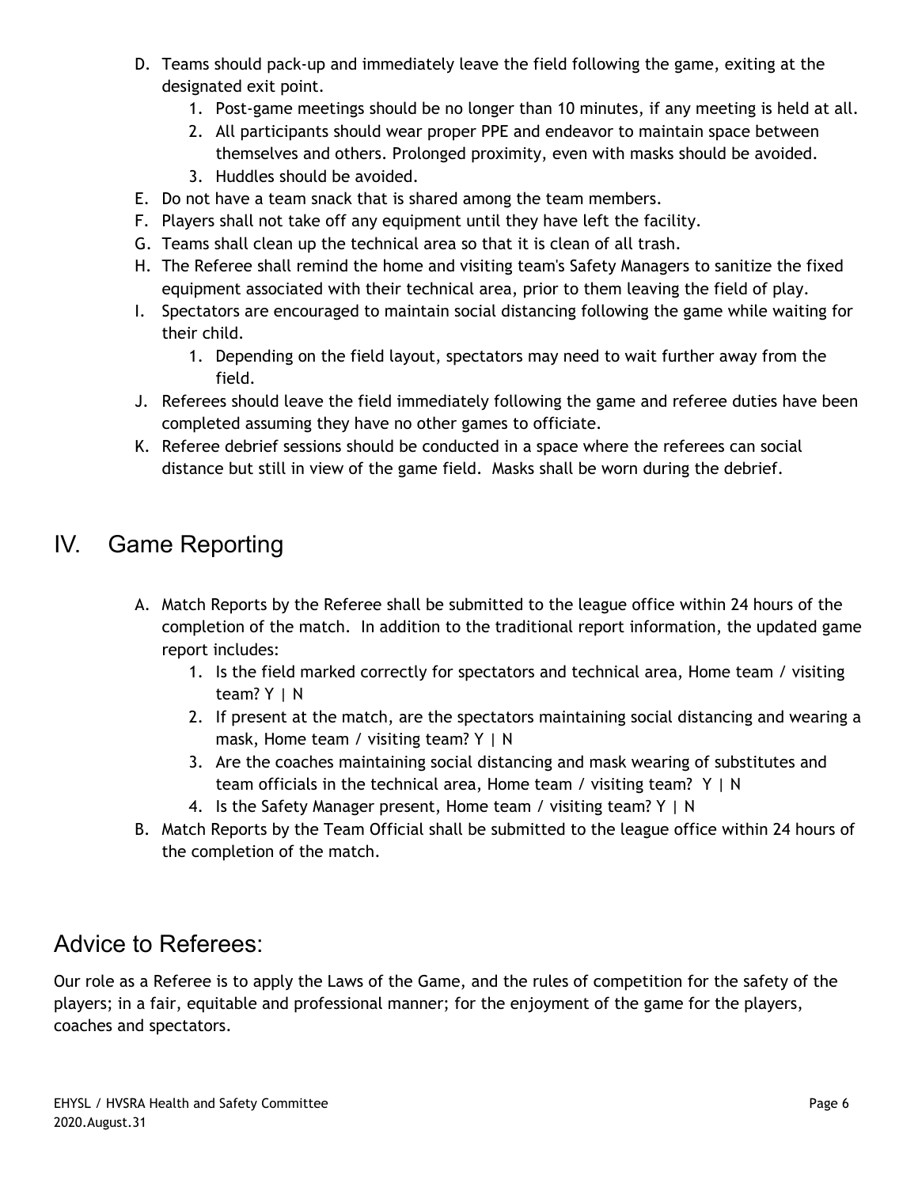D. Teams should pack-up and immediately leave the field following the game, exiting at the designated exit point.
    1. Post-game meetings should be no longer than 10 minutes, if any meeting is held at all.
    2. All participants should wear proper PPE and endeavor to maintain space between themselves and others. Prolonged proximity, even with masks should be avoided.
    3. Huddles should be avoided.
E. Do not have a team snack that is shared among the team members.
F. Players shall not take off any equipment until they have left the facility.
G. Teams shall clean up the technical area so that it is clean of all trash.
H. The Referee shall remind the home and visiting team's Safety Managers to sanitize the fixed equipment associated with their technical area, prior to them leaving the field of play.
I. Spectators are encouraged to maintain social distancing following the game while waiting for their child.
    1. Depending on the field layout, spectators may need to wait further away from the field.
J. Referees should leave the field immediately following the game and referee duties have been completed assuming they have no other games to officiate.
K. Referee debrief sessions should be conducted in a space where the referees can social distance but still in view of the game field. Masks shall be worn during the debrief.

# IV. Game Reporting

A. Match Reports by the Referee shall be submitted to the league office within 24 hours of the completion of the match. In addition to the traditional report information, the updated game report includes:
    1. Is the field marked correctly for spectators and technical area, Home team / visiting team? Y | N
    2. If present at the match, are the spectators maintaining social distancing and wearing a mask, Home team / visiting team? Y | N
    3. Are the coaches maintaining social distancing and mask wearing of substitutes and team officials in the technical area, Home team / visiting team? Y | N
    4. Is the Safety Manager present, Home team / visiting team? Y | N
B. Match Reports by the Team Official shall be submitted to the league office within 24 hours of the completion of the match.

# Advice to Referees:

Our role as a Referee is to apply the Laws of the Game, and the rules of competition for the safety of the players; in a fair, equitable and professional manner; for the enjoyment of the game for the players, coaches and spectators.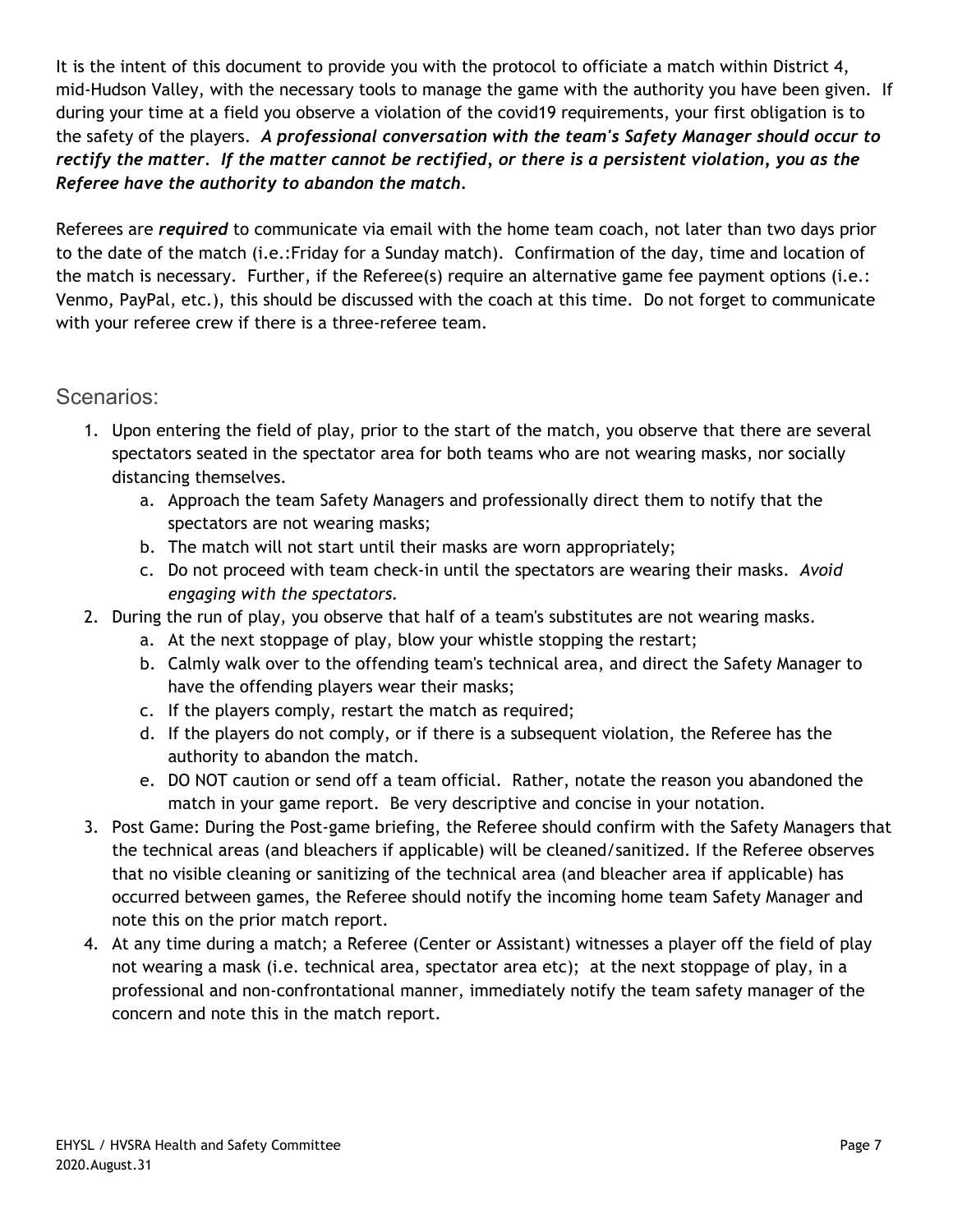It is the intent of this document to provide you with the protocol to officiate a match within District 4, mid-Hudson Valley, with the necessary tools to manage the game with the authority you have been given. If during your time at a field you observe a violation of the covid19 requirements, your first obligation is to the safety of the players. ***A professional conversation with the team's Safety Manager should occur to rectify the matter. If the matter cannot be rectified, or there is a persistent violation, you as the Referee have the authority to abandon the match.***

Referees are ***required*** to communicate via email with the home team coach, not later than two days prior to the date of the match (i.e.:Friday for a Sunday match). Confirmation of the day, time and location of the match is necessary. Further, if the Referee(s) require an alternative game fee payment options (i.e.: Venmo, PayPal, etc.), this should be discussed with the coach at this time. Do not forget to communicate with your referee crew if there is a three-referee team.

## Scenarios:

1. Upon entering the field of play, prior to the start of the match, you observe that there are several spectators seated in the spectator area for both teams who are not wearing masks, nor socially distancing themselves.
   a. Approach the team Safety Managers and professionally direct them to notify that the spectators are not wearing masks;
   b. The match will not start until their masks are worn appropriately;
   c. Do not proceed with team check-in until the spectators are wearing their masks. *Avoid engaging with the spectators.*
2. During the run of play, you observe that half of a team's substitutes are not wearing masks.
   a. At the next stoppage of play, blow your whistle stopping the restart;
   b. Calmly walk over to the offending team's technical area, and direct the Safety Manager to have the offending players wear their masks;
   c. If the players comply, restart the match as required;
   d. If the players do not comply, or if there is a subsequent violation, the Referee has the authority to abandon the match.
   e. DO NOT caution or send off a team official. Rather, notate the reason you abandoned the match in your game report. Be very descriptive and concise in your notation.
3. Post Game: During the Post-game briefing, the Referee should confirm with the Safety Managers that the technical areas (and bleachers if applicable) will be cleaned/sanitized. If the Referee observes that no visible cleaning or sanitizing of the technical area (and bleacher area if applicable) has occurred between games, the Referee should notify the incoming home team Safety Manager and note this on the prior match report.
4. At any time during a match; a Referee (Center or Assistant) witnesses a player off the field of play not wearing a mask (i.e. technical area, spectator area etc); at the next stoppage of play, in a professional and non-confrontational manner, immediately notify the team safety manager of the concern and note this in the match report.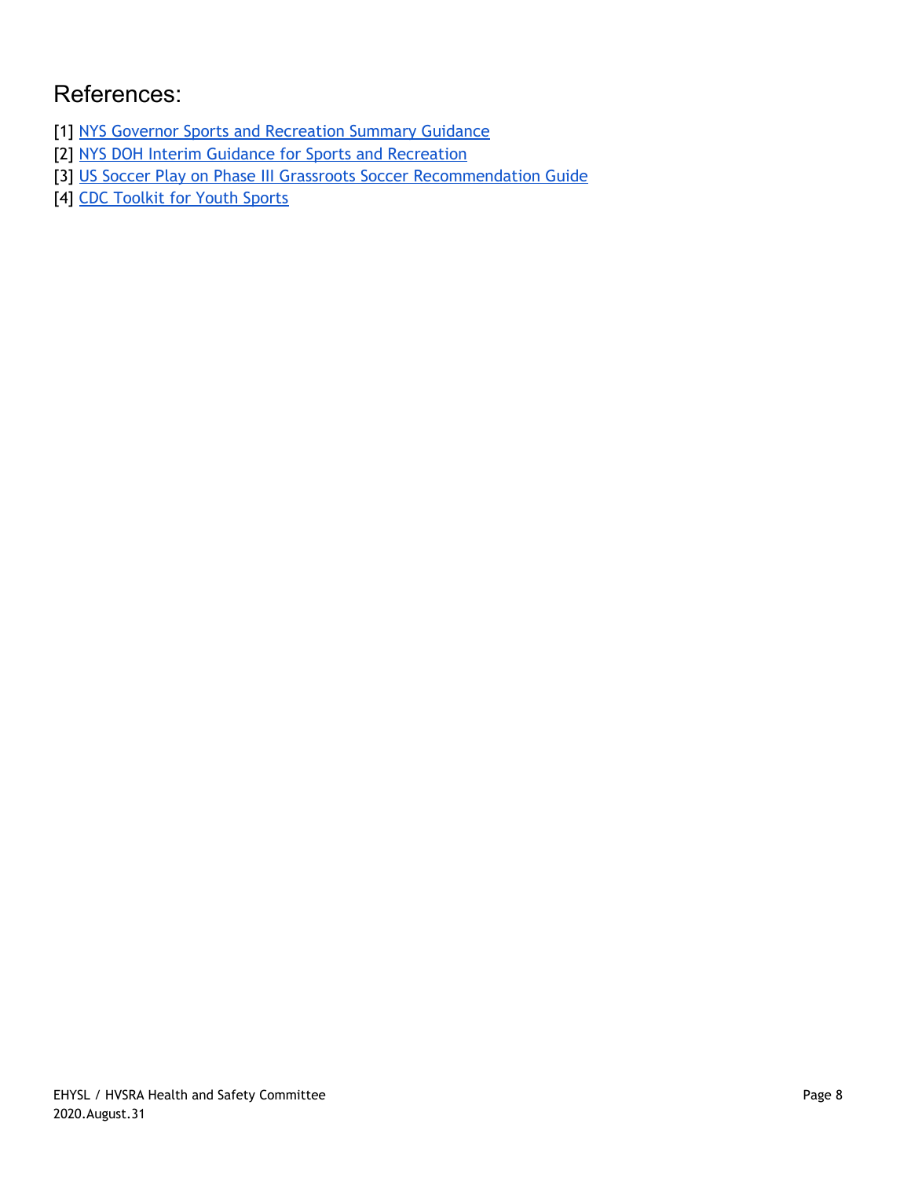# References:

[1] NYS Governor Sports and Recreation Summary Guidance

[2] NYS DOH Interim Guidance for Sports and Recreation

[3] US Soccer Play on Phase III Grassroots Soccer Recommendation Guide

[4] CDC Toolkit for Youth Sports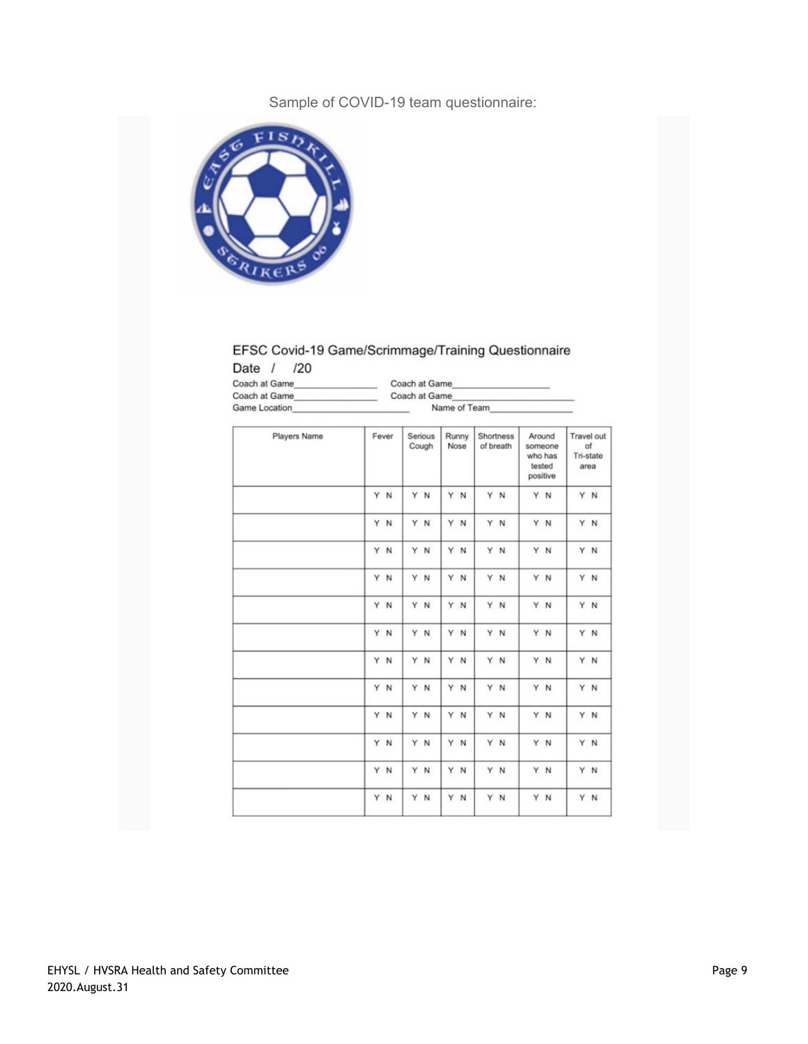Sample of COVID-19 team questionnaire:

EFSC Covid-19 Game/Scrimmage/Training Questionnaire

Date / /20

Coach at Game________________ Coach at Game__________________

Coach at Game________________ Coach at Game______________________

Game Location______________________ Name of Team________________

| Players Name | Fever | Serious Cough | Runny Nose | Shortness of breath | Around someone who has tested positive | Travel out of Tri-state area |
|---|---|---|---|---|---|---|
| | Y N | Y N | Y N | Y N | Y N | Y N |
| | Y N | Y N | Y N | Y N | Y N | Y N |
| | Y N | Y N | Y N | Y N | Y N | Y N |
| | Y N | Y N | Y N | Y N | Y N | Y N |
| | Y N | Y N | Y N | Y N | Y N | Y N |
| | Y N | Y N | Y N | Y N | Y N | Y N |
| | Y N | Y N | Y N | Y N | Y N | Y N |
| | Y N | Y N | Y N | Y N | Y N | Y N |
| | Y N | Y N | Y N | Y N | Y N | Y N |
| | Y N | Y N | Y N | Y N | Y N | Y N |
| | Y N | Y N | Y N | Y N | Y N | Y N |
| | Y N | Y N | Y N | Y N | Y N | Y N |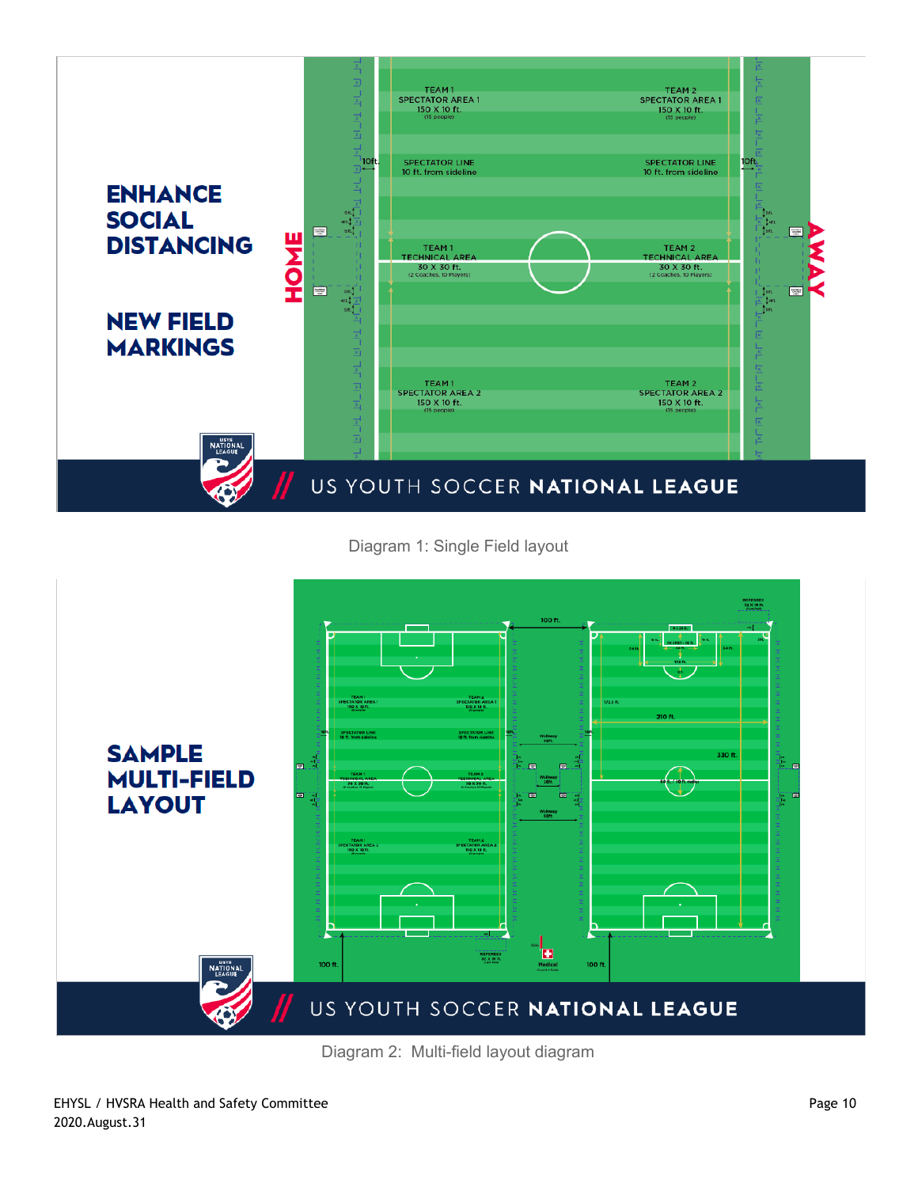ENHANCE SOCIAL DISTANCING

NEW FIELD MARKINGS

HOME

AWAY

TEAM 1 SPECTATOR AREA 1 150 X 10 ft. (15 people)

TEAM 2 SPECTATOR AREA 1 150 X 10 ft. (15 people)

10ft.

SPECTATOR LINE 10 ft. from sideline

SPECTATOR LINE 10 ft. from sideline

10ft.

TEAM 1 TECHNICAL AREA 30 X 30 ft. (2 Coaches, 10 Players)

TEAM 2 TECHNICAL AREA 30 X 30 ft. (2 Coaches, 10 Players)

TEAM 1 SPECTATOR AREA 2 150 X 10 ft. (15 people)

TEAM 2 SPECTATOR AREA 2 150 X 10 ft. (15 people)

US YOUTH SOCCER NATIONAL LEAGUE

Diagram 1: Single Field layout

SAMPLE MULTI-FIELD LAYOUT

100 ft.

172.5 ft.

210 ft.

330 ft.

100 ft.

100 ft.

Medical

US YOUTH SOCCER NATIONAL LEAGUE

Diagram 2: Multi-field layout diagram

EHYSL / HVSRA Health and Safety Committee
2020.August.31